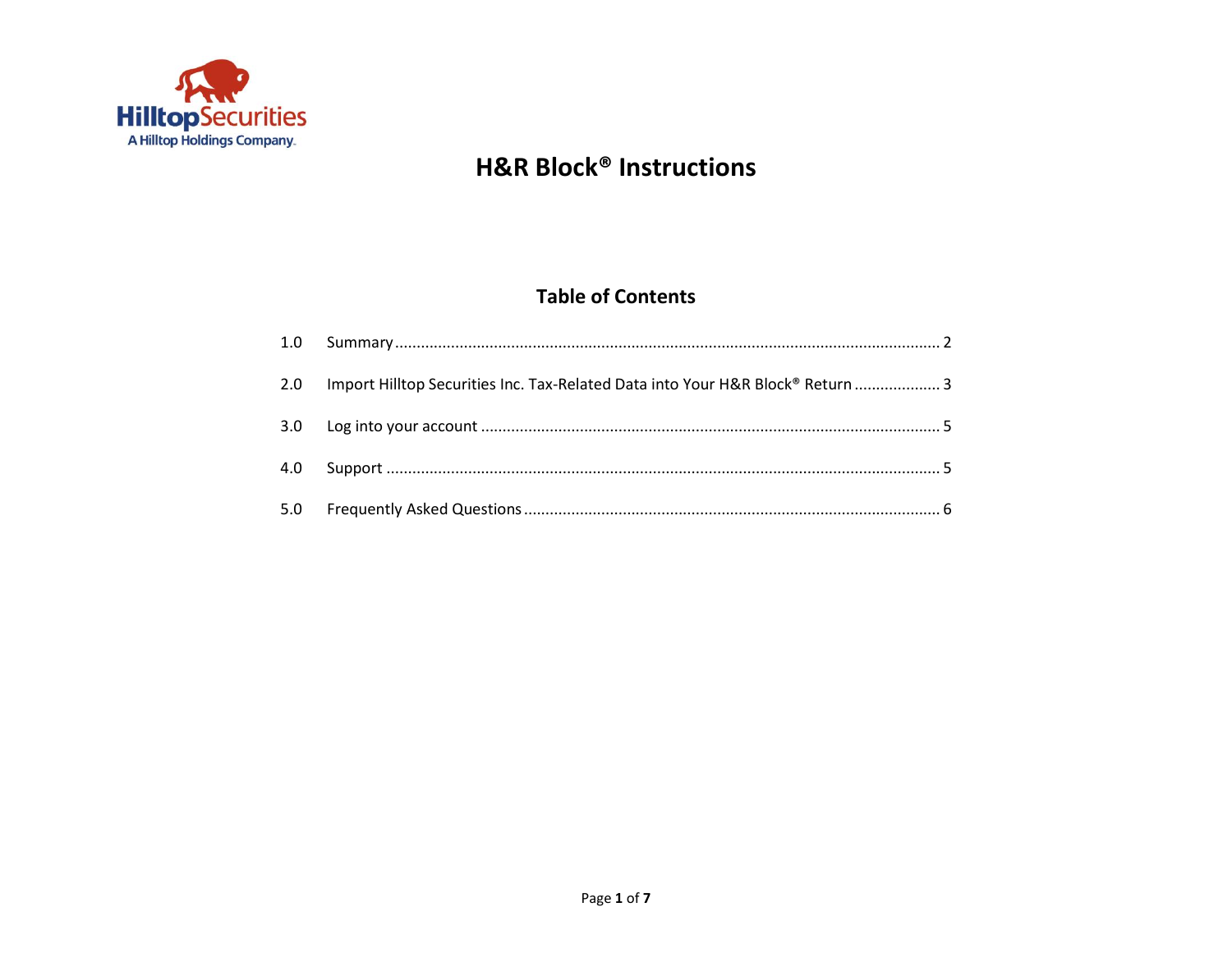Hilltop Securities
A Hilltop Holdings Company.

# H&R Block® Instructions

## Table of Contents

| | | |
|---|---|---|
| 1.0 | Summary | 2 |
| 2.0 | Import Hilltop Securities Inc. Tax-Related Data into Your H&R Block® Return | 3 |
| 3.0 | Log into your account | 5 |
| 4.0 | Support | 5 |
| 5.0 | Frequently Asked Questions | 6 |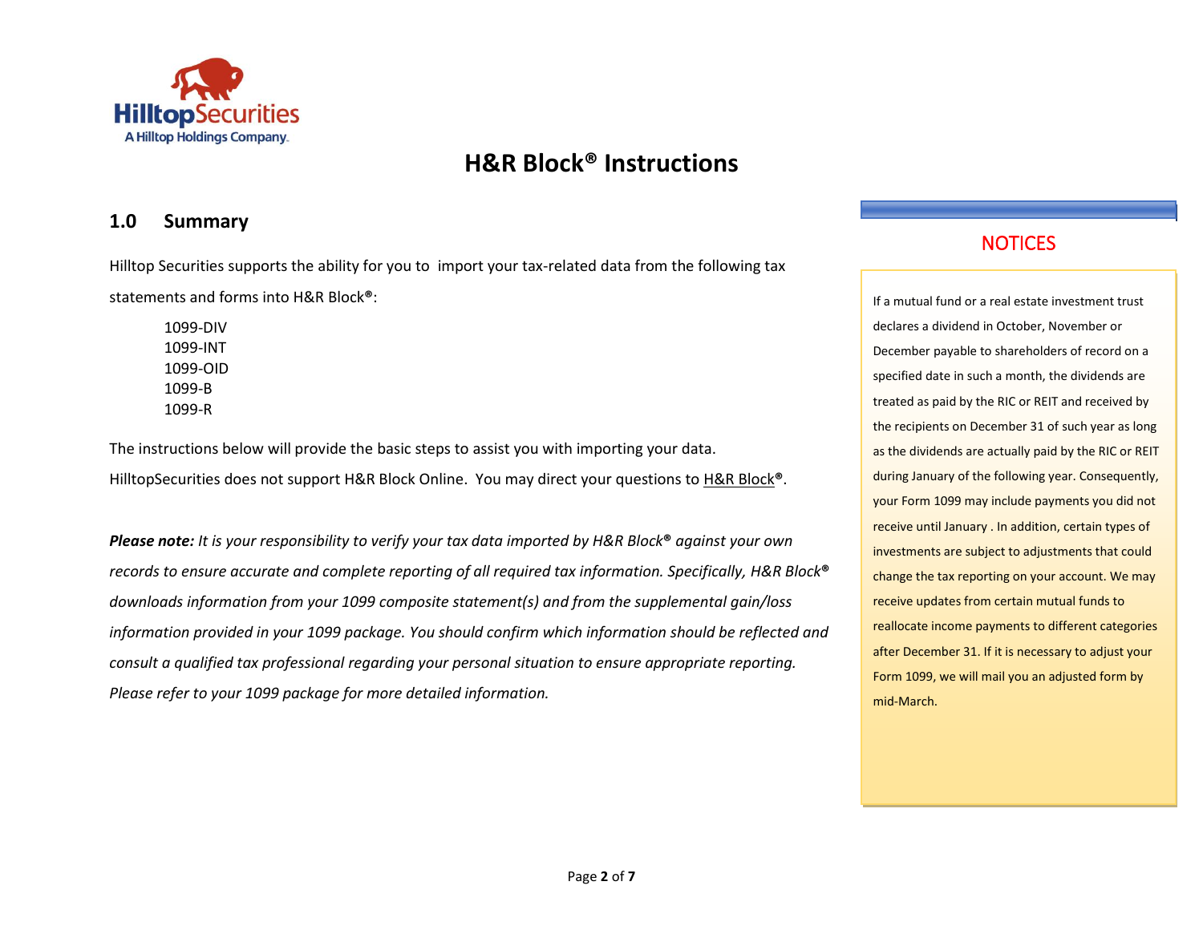# H&R Block® Instructions

## 1.0 Summary

Hilltop Securities supports the ability for you to import your tax-related data from the following tax statements and forms into H&R Block®:

- 1099-DIV
- 1099-INT
- 1099-OID
- 1099-B
- 1099-R

The instructions below will provide the basic steps to assist you with importing your data. HilltopSecurities does not support H&R Block Online. You may direct your questions to H&R Block®.

***Please note:*** *It is your responsibility to verify your tax data imported by H&R Block® against your own records to ensure accurate and complete reporting of all required tax information. Specifically, H&R Block® downloads information from your 1099 composite statement(s) and from the supplemental gain/loss information provided in your 1099 package. You should confirm which information should be reflected and consult a qualified tax professional regarding your personal situation to ensure appropriate reporting. Please refer to your 1099 package for more detailed information.*

### NOTICES

If a mutual fund or a real estate investment trust declares a dividend in October, November or December payable to shareholders of record on a specified date in such a month, the dividends are treated as paid by the RIC or REIT and received by the recipients on December 31 of such year as long as the dividends are actually paid by the RIC or REIT during January of the following year. Consequently, your Form 1099 may include payments you did not receive until January . In addition, certain types of investments are subject to adjustments that could change the tax reporting on your account. We may receive updates from certain mutual funds to reallocate income payments to different categories after December 31. If it is necessary to adjust your Form 1099, we will mail you an adjusted form by mid-March.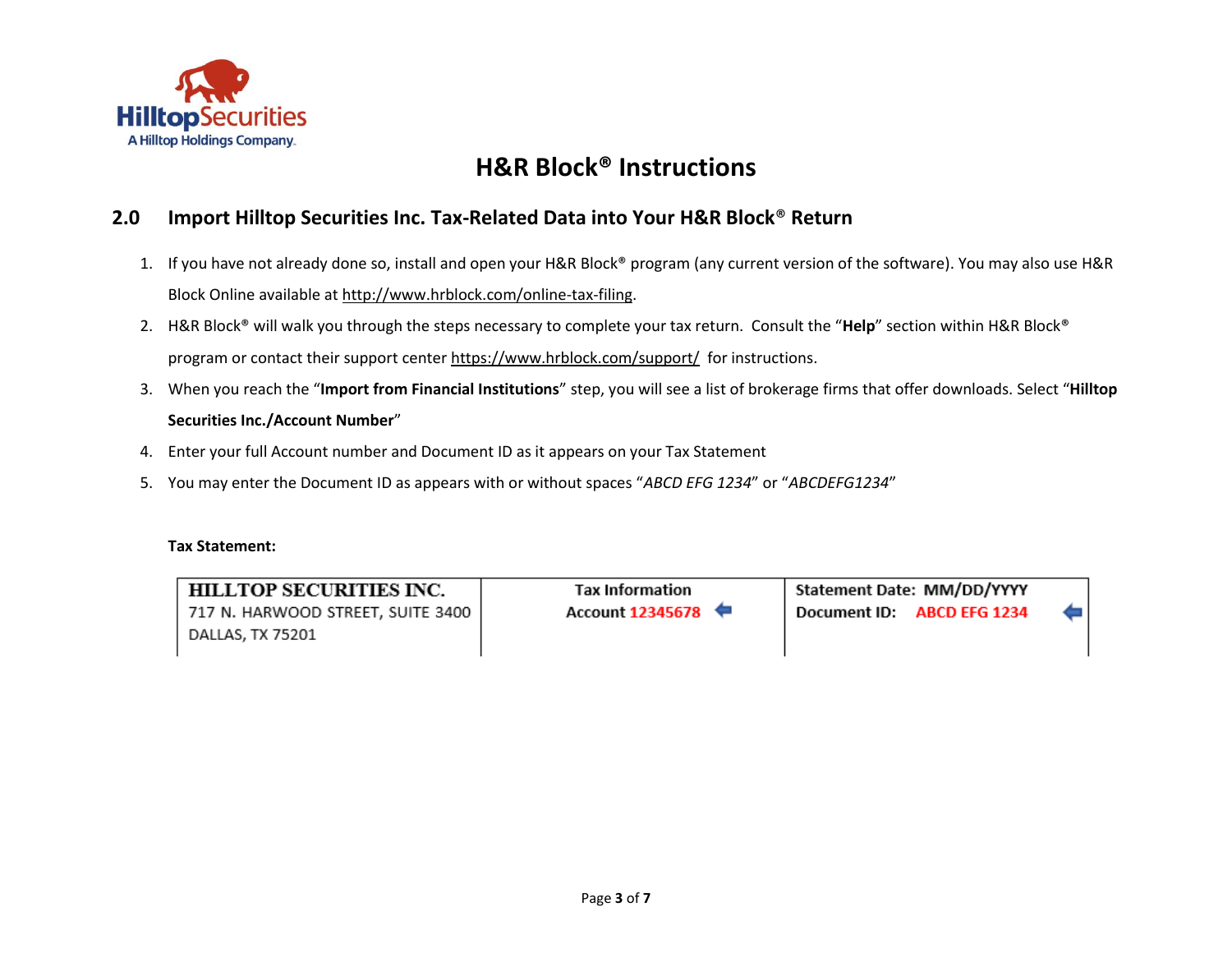# H&R Block® Instructions

## 2.0 Import Hilltop Securities Inc. Tax-Related Data into Your H&R Block® Return

1. If you have not already done so, install and open your H&R Block® program (any current version of the software). You may also use H&R Block Online available at http://www.hrblock.com/online-tax-filing.
2. H&R Block® will walk you through the steps necessary to complete your tax return. Consult the "**Help**" section within H&R Block® program or contact their support center https://www.hrblock.com/support/ for instructions.
3. When you reach the "**Import from Financial Institutions**" step, you will see a list of brokerage firms that offer downloads. Select "**Hilltop Securities Inc./Account Number**"
4. Enter your full Account number and Document ID as it appears on your Tax Statement
5. You may enter the Document ID as appears with or without spaces "*ABCD EFG 1234*" or "*ABCDEFG1234*"

**Tax Statement:**

| HILLTOP SECURITIES INC.<br>717 N. HARWOOD STREET, SUITE 3400<br>DALLAS, TX 75201 | Tax Information<br>Account 12345678 | Statement Date: MM/DD/YYYY<br>Document ID: ABCD EFG 1234 |
| --- | --- | --- |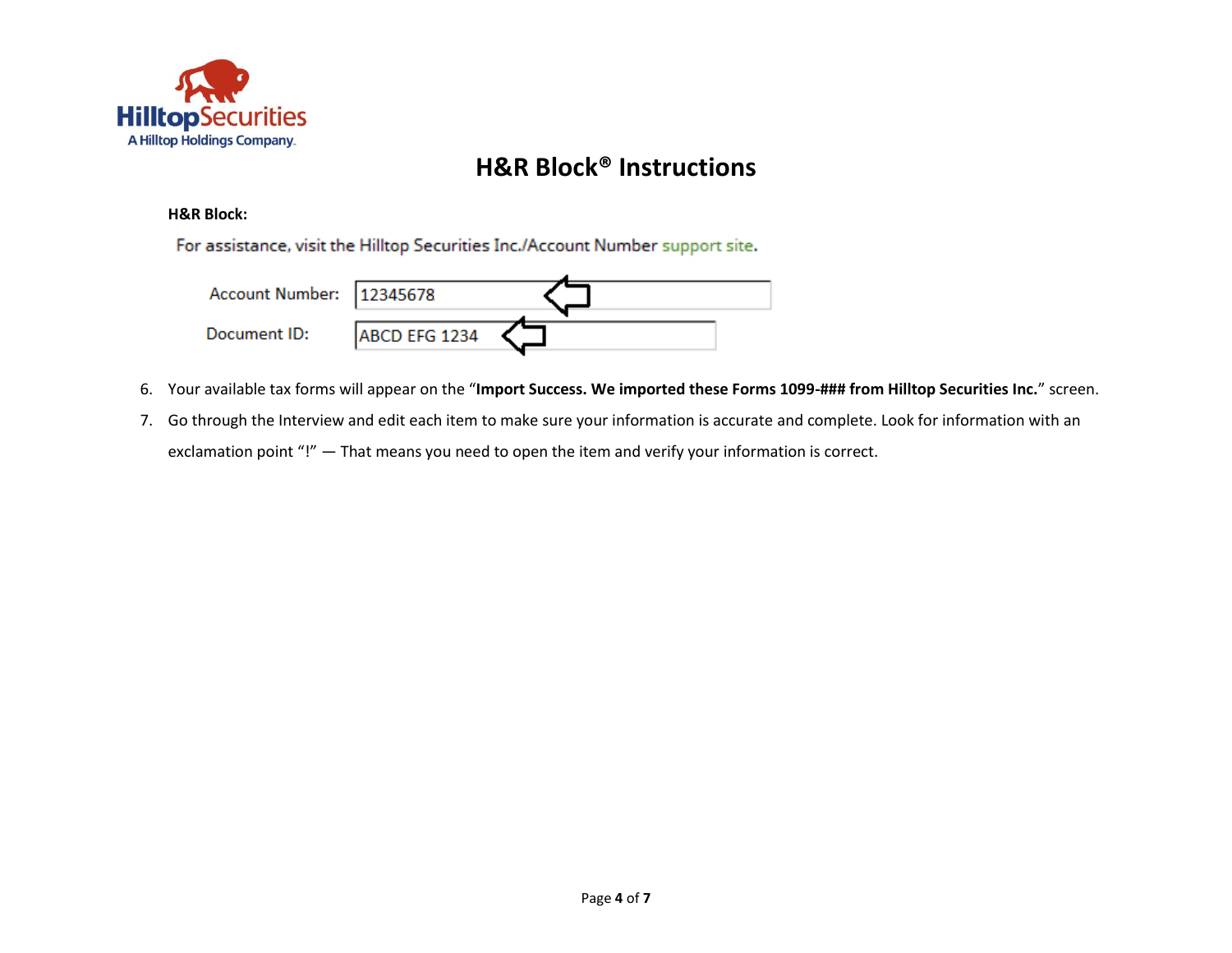# H&R Block® Instructions

**H&R Block:**

For assistance, visit the Hilltop Securities Inc./Account Number support site.

Account Number: 12345678

Document ID: ABCD EFG 1234

6. Your available tax forms will appear on the "**Import Success. We imported these Forms 1099-### from Hilltop Securities Inc.**" screen.
7. Go through the Interview and edit each item to make sure your information is accurate and complete. Look for information with an exclamation point "!" — That means you need to open the item and verify your information is correct.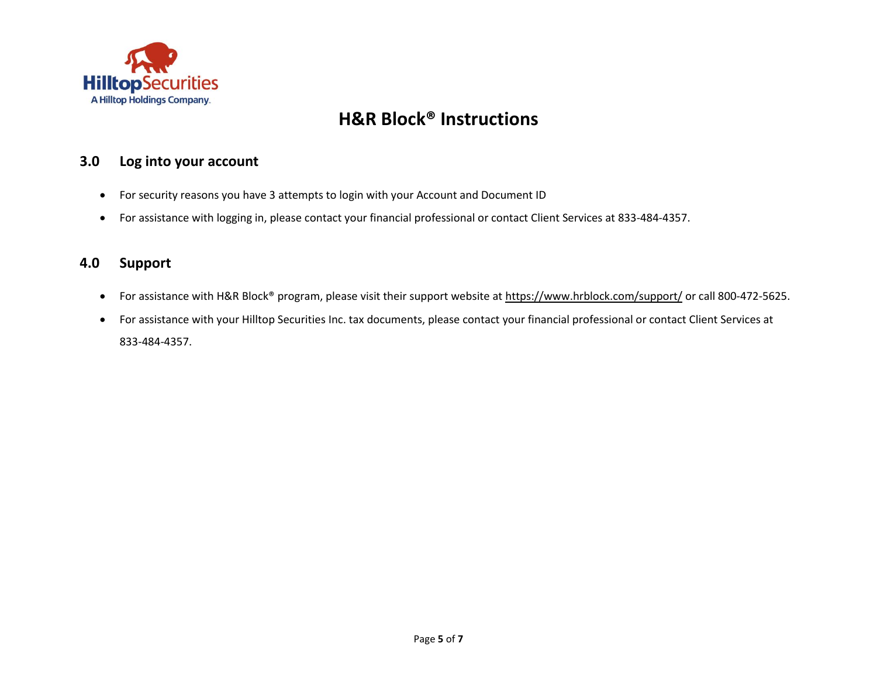# H&R Block® Instructions

## 3.0 Log into your account

- For security reasons you have 3 attempts to login with your Account and Document ID
- For assistance with logging in, please contact your financial professional or contact Client Services at 833-484-4357.

## 4.0 Support

- For assistance with H&R Block® program, please visit their support website at https://www.hrblock.com/support/ or call 800-472-5625.
- For assistance with your Hilltop Securities Inc. tax documents, please contact your financial professional or contact Client Services at 833-484-4357.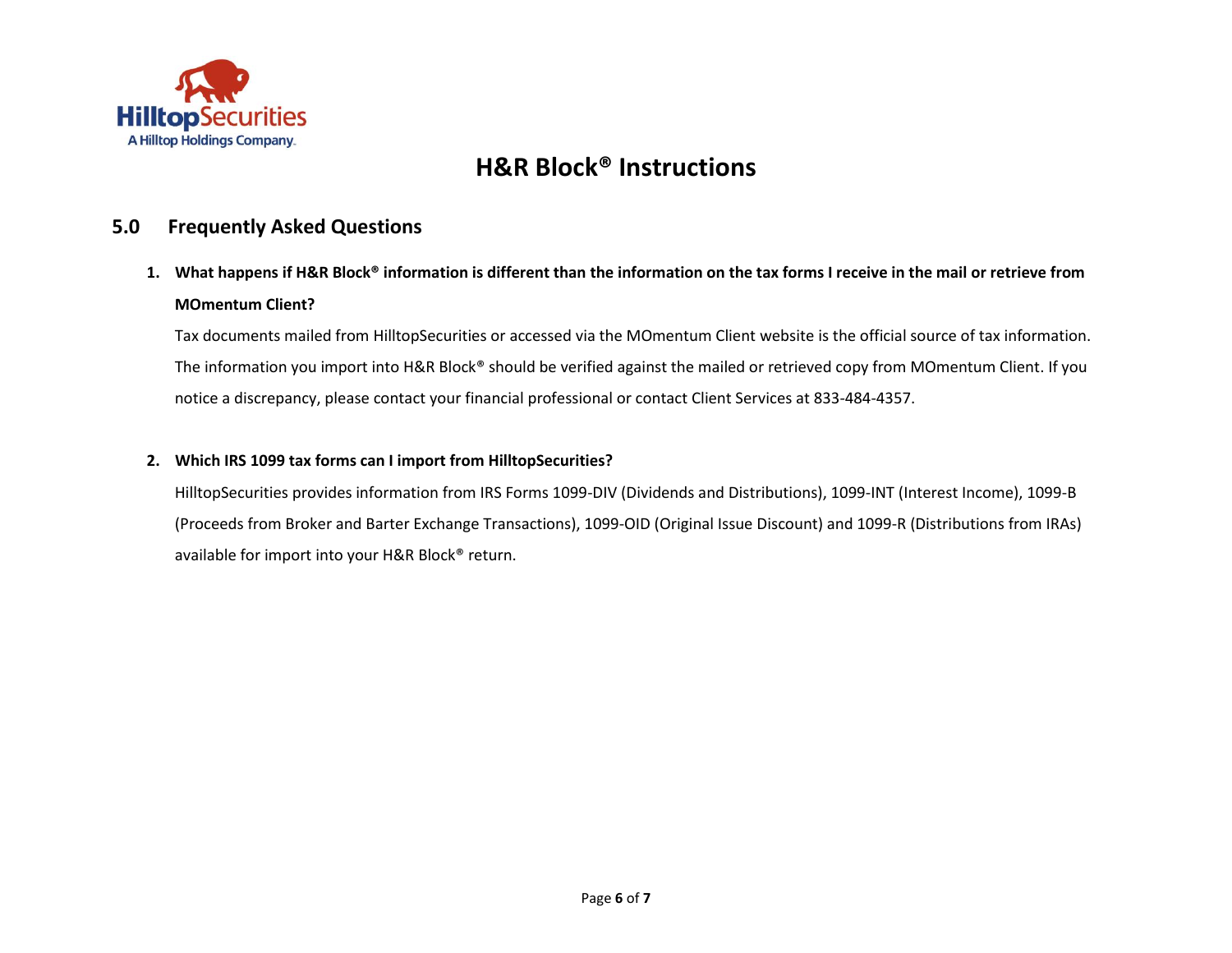# H&R Block® Instructions

## 5.0 Frequently Asked Questions

1. **What happens if H&R Block® information is different than the information on the tax forms I receive in the mail or retrieve from MOmentum Client?**

   Tax documents mailed from HilltopSecurities or accessed via the MOmentum Client website is the official source of tax information. The information you import into H&R Block® should be verified against the mailed or retrieved copy from MOmentum Client. If you notice a discrepancy, please contact your financial professional or contact Client Services at 833-484-4357.

2. **Which IRS 1099 tax forms can I import from HilltopSecurities?**

   HilltopSecurities provides information from IRS Forms 1099-DIV (Dividends and Distributions), 1099-INT (Interest Income), 1099-B (Proceeds from Broker and Barter Exchange Transactions), 1099-OID (Original Issue Discount) and 1099-R (Distributions from IRAs) available for import into your H&R Block® return.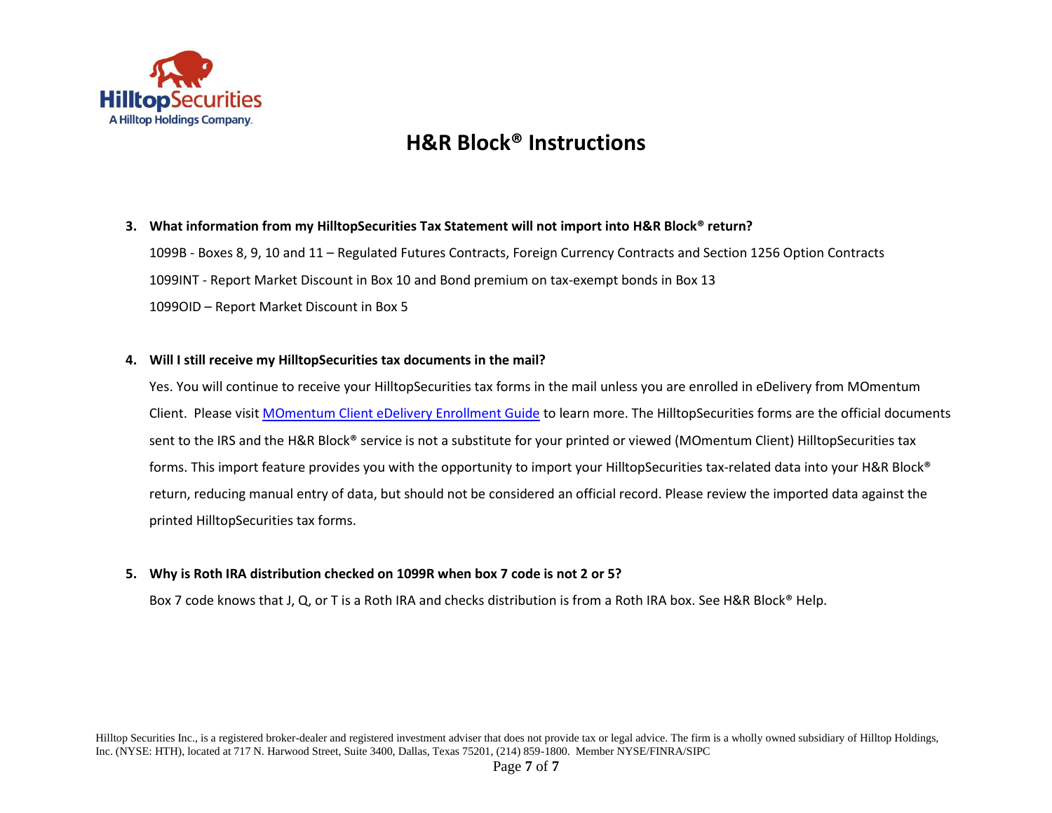# H&R Block® Instructions

3. **What information from my HilltopSecurities Tax Statement will not import into H&R Block® return?**

   1099B - Boxes 8, 9, 10 and 11 – Regulated Futures Contracts, Foreign Currency Contracts and Section 1256 Option Contracts

   1099INT - Report Market Discount in Box 10 and Bond premium on tax-exempt bonds in Box 13

   1099OID – Report Market Discount in Box 5

4. **Will I still receive my HilltopSecurities tax documents in the mail?**

   Yes. You will continue to receive your HilltopSecurities tax forms in the mail unless you are enrolled in eDelivery from MOmentum Client. Please visit MOmentum Client eDelivery Enrollment Guide to learn more. The HilltopSecurities forms are the official documents sent to the IRS and the H&R Block® service is not a substitute for your printed or viewed (MOmentum Client) HilltopSecurities tax forms. This import feature provides you with the opportunity to import your HilltopSecurities tax-related data into your H&R Block® return, reducing manual entry of data, but should not be considered an official record. Please review the imported data against the printed HilltopSecurities tax forms.

5. **Why is Roth IRA distribution checked on 1099R when box 7 code is not 2 or 5?**

   Box 7 code knows that J, Q, or T is a Roth IRA and checks distribution is from a Roth IRA box. See H&R Block® Help.

Hilltop Securities Inc., is a registered broker-dealer and registered investment adviser that does not provide tax or legal advice. The firm is a wholly owned subsidiary of Hilltop Holdings, Inc. (NYSE: HTH), located at 717 N. Harwood Street, Suite 3400, Dallas, Texas 75201, (214) 859-1800. Member NYSE/FINRA/SIPC